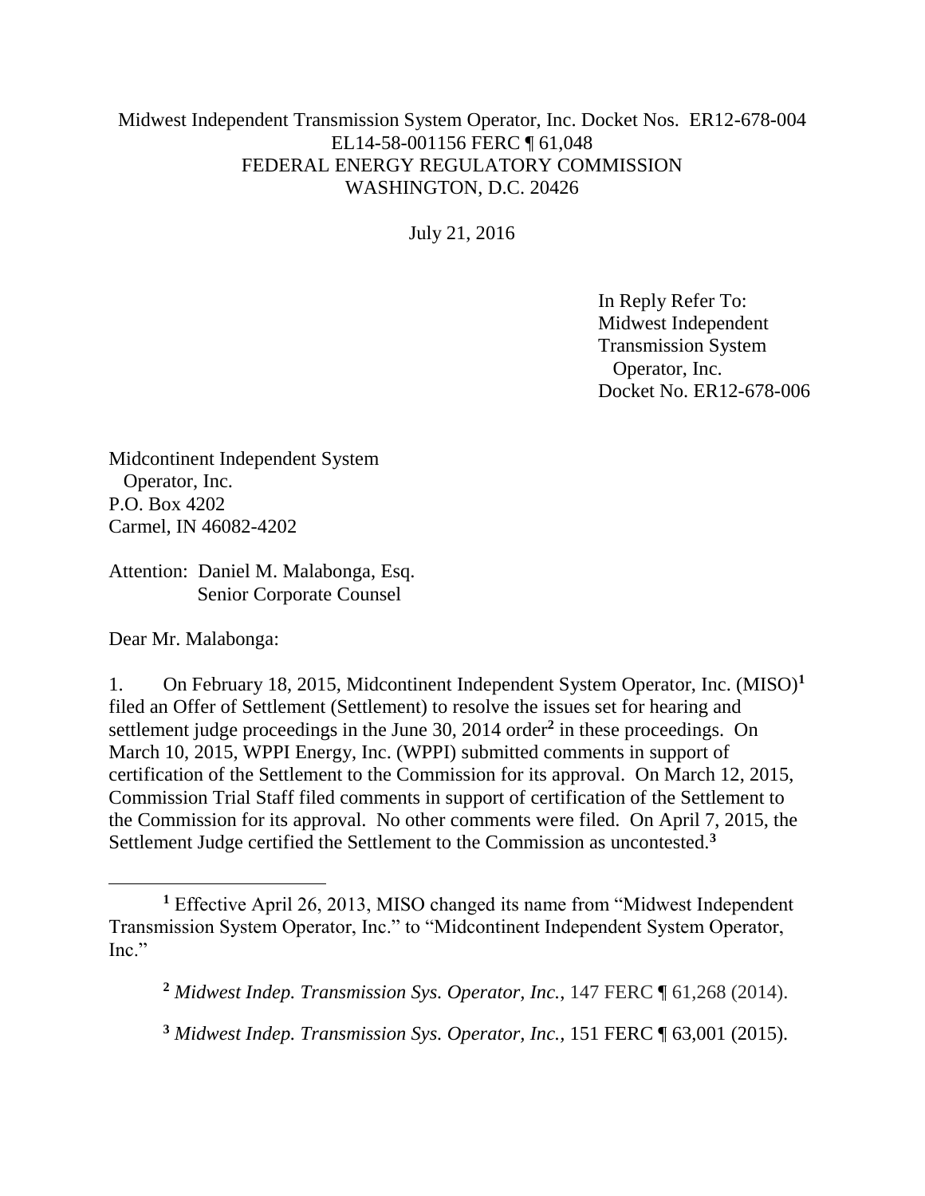Midwest Independent Transmission System Operator, Inc. Docket Nos. ER12-678-004
EL14-58-001156 FERC ¶ 61,048
FEDERAL ENERGY REGULATORY COMMISSION
WASHINGTON, D.C. 20426

July 21, 2016

In Reply Refer To:
Midwest Independent
Transmission System
Operator, Inc.
Docket No. ER12-678-006

Midcontinent Independent System
Operator, Inc.
P.O. Box 4202
Carmel, IN 46082-4202

Attention: Daniel M. Malabonga, Esq.
Senior Corporate Counsel

Dear Mr. Malabonga:

1. On February 18, 2015, Midcontinent Independent System Operator, Inc. (MISO)[1] filed an Offer of Settlement (Settlement) to resolve the issues set for hearing and settlement judge proceedings in the June 30, 2014 order[2] in these proceedings. On March 10, 2015, WPPI Energy, Inc. (WPPI) submitted comments in support of certification of the Settlement to the Commission for its approval. On March 12, 2015, Commission Trial Staff filed comments in support of certification of the Settlement to the Commission for its approval. No other comments were filed. On April 7, 2015, the Settlement Judge certified the Settlement to the Commission as uncontested.[3]

[1] Effective April 26, 2013, MISO changed its name from "Midwest Independent Transmission System Operator, Inc." to "Midcontinent Independent System Operator, Inc."

[2] *Midwest Indep. Transmission Sys. Operator, Inc.*, 147 FERC ¶ 61,268 (2014).

[3] *Midwest Indep. Transmission Sys. Operator, Inc.*, 151 FERC ¶ 63,001 (2015).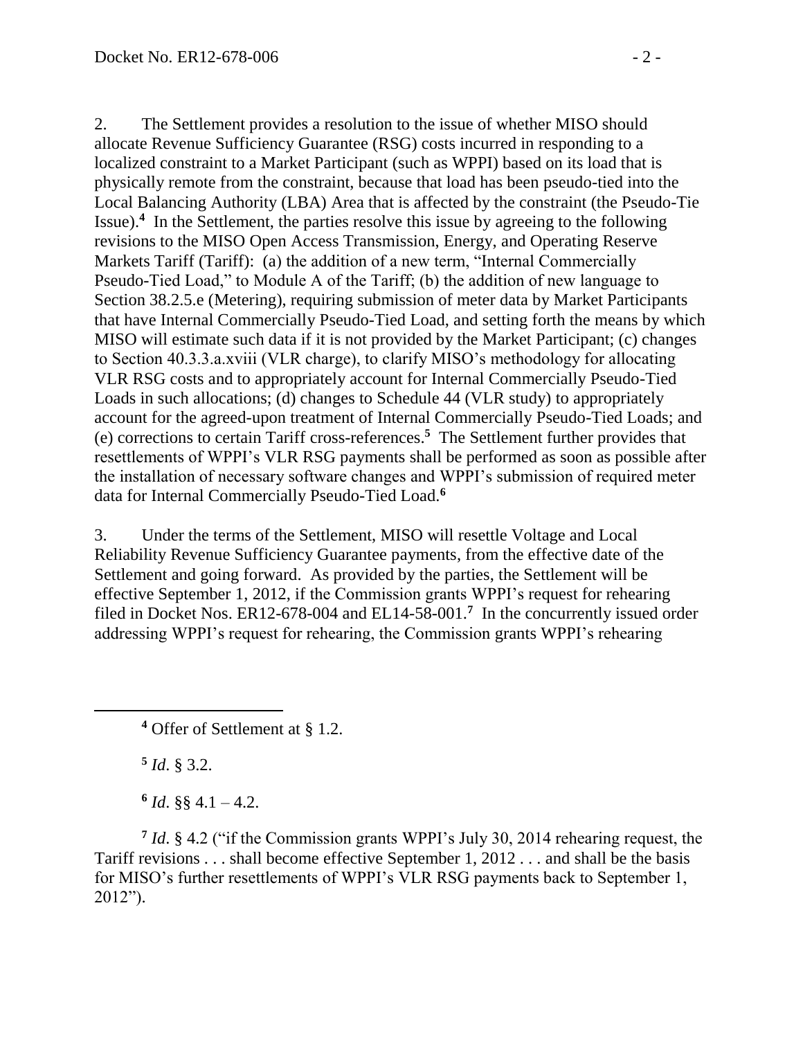2. The Settlement provides a resolution to the issue of whether MISO should allocate Revenue Sufficiency Guarantee (RSG) costs incurred in responding to a localized constraint to a Market Participant (such as WPPI) based on its load that is physically remote from the constraint, because that load has been pseudo-tied into the Local Balancing Authority (LBA) Area that is affected by the constraint (the Pseudo-Tie Issue).[4] In the Settlement, the parties resolve this issue by agreeing to the following revisions to the MISO Open Access Transmission, Energy, and Operating Reserve Markets Tariff (Tariff): (a) the addition of a new term, "Internal Commercially Pseudo-Tied Load," to Module A of the Tariff; (b) the addition of new language to Section 38.2.5.e (Metering), requiring submission of meter data by Market Participants that have Internal Commercially Pseudo-Tied Load, and setting forth the means by which MISO will estimate such data if it is not provided by the Market Participant; (c) changes to Section 40.3.3.a.xviii (VLR charge), to clarify MISO's methodology for allocating VLR RSG costs and to appropriately account for Internal Commercially Pseudo-Tied Loads in such allocations; (d) changes to Schedule 44 (VLR study) to appropriately account for the agreed-upon treatment of Internal Commercially Pseudo-Tied Loads; and (e) corrections to certain Tariff cross-references.[5] The Settlement further provides that resettlements of WPPI's VLR RSG payments shall be performed as soon as possible after the installation of necessary software changes and WPPI's submission of required meter data for Internal Commercially Pseudo-Tied Load.[6]

3. Under the terms of the Settlement, MISO will resettle Voltage and Local Reliability Revenue Sufficiency Guarantee payments, from the effective date of the Settlement and going forward. As provided by the parties, the Settlement will be effective September 1, 2012, if the Commission grants WPPI's request for rehearing filed in Docket Nos. ER12-678-004 and EL14-58-001.[7] In the concurrently issued order addressing WPPI's request for rehearing, the Commission grants WPPI's rehearing

---

[4] Offer of Settlement at § 1.2.

[5] *Id.* § 3.2.

[6] *Id.* §§ 4.1 – 4.2.

[7] *Id.* § 4.2 ("if the Commission grants WPPI's July 30, 2014 rehearing request, the Tariff revisions . . . shall become effective September 1, 2012 . . . and shall be the basis for MISO's further resettlements of WPPI's VLR RSG payments back to September 1, 2012").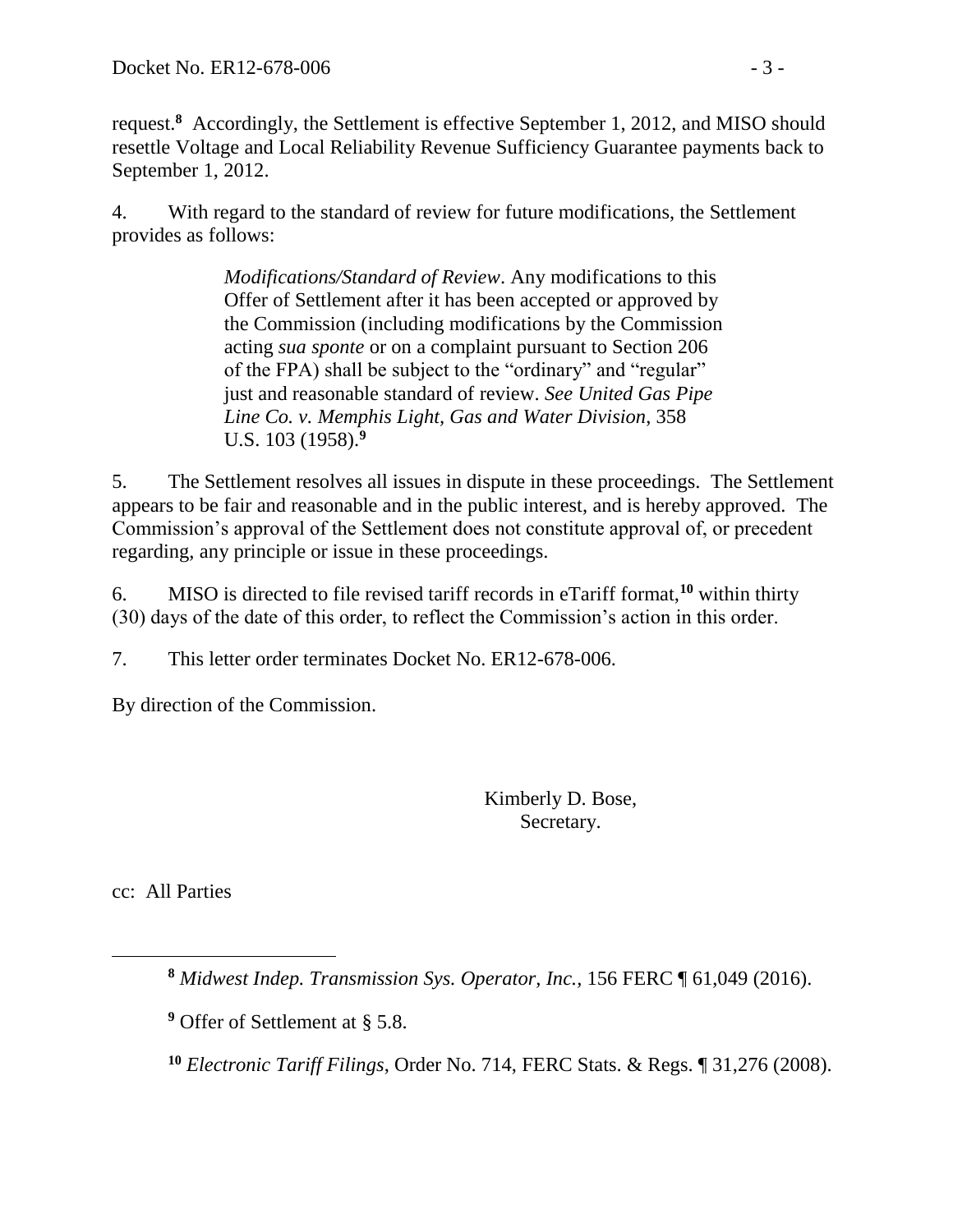request.[8] Accordingly, the Settlement is effective September 1, 2012, and MISO should resettle Voltage and Local Reliability Revenue Sufficiency Guarantee payments back to September 1, 2012.

4. With regard to the standard of review for future modifications, the Settlement provides as follows:

> *Modifications/Standard of Review*. Any modifications to this Offer of Settlement after it has been accepted or approved by the Commission (including modifications by the Commission acting *sua sponte* or on a complaint pursuant to Section 206 of the FPA) shall be subject to the "ordinary" and "regular" just and reasonable standard of review. *See United Gas Pipe Line Co. v. Memphis Light, Gas and Water Division*, 358 U.S. 103 (1958).[9]

5. The Settlement resolves all issues in dispute in these proceedings. The Settlement appears to be fair and reasonable and in the public interest, and is hereby approved. The Commission's approval of the Settlement does not constitute approval of, or precedent regarding, any principle or issue in these proceedings.

6. MISO is directed to file revised tariff records in eTariff format,[10] within thirty (30) days of the date of this order, to reflect the Commission's action in this order.

7. This letter order terminates Docket No. ER12-678-006.

By direction of the Commission.

Kimberly D. Bose,
Secretary.

cc: All Parties

---

[8] *Midwest Indep. Transmission Sys. Operator, Inc.*, 156 FERC ¶ 61,049 (2016).

[9] Offer of Settlement at § 5.8.

[10] *Electronic Tariff Filings*, Order No. 714, FERC Stats. & Regs. ¶ 31,276 (2008).